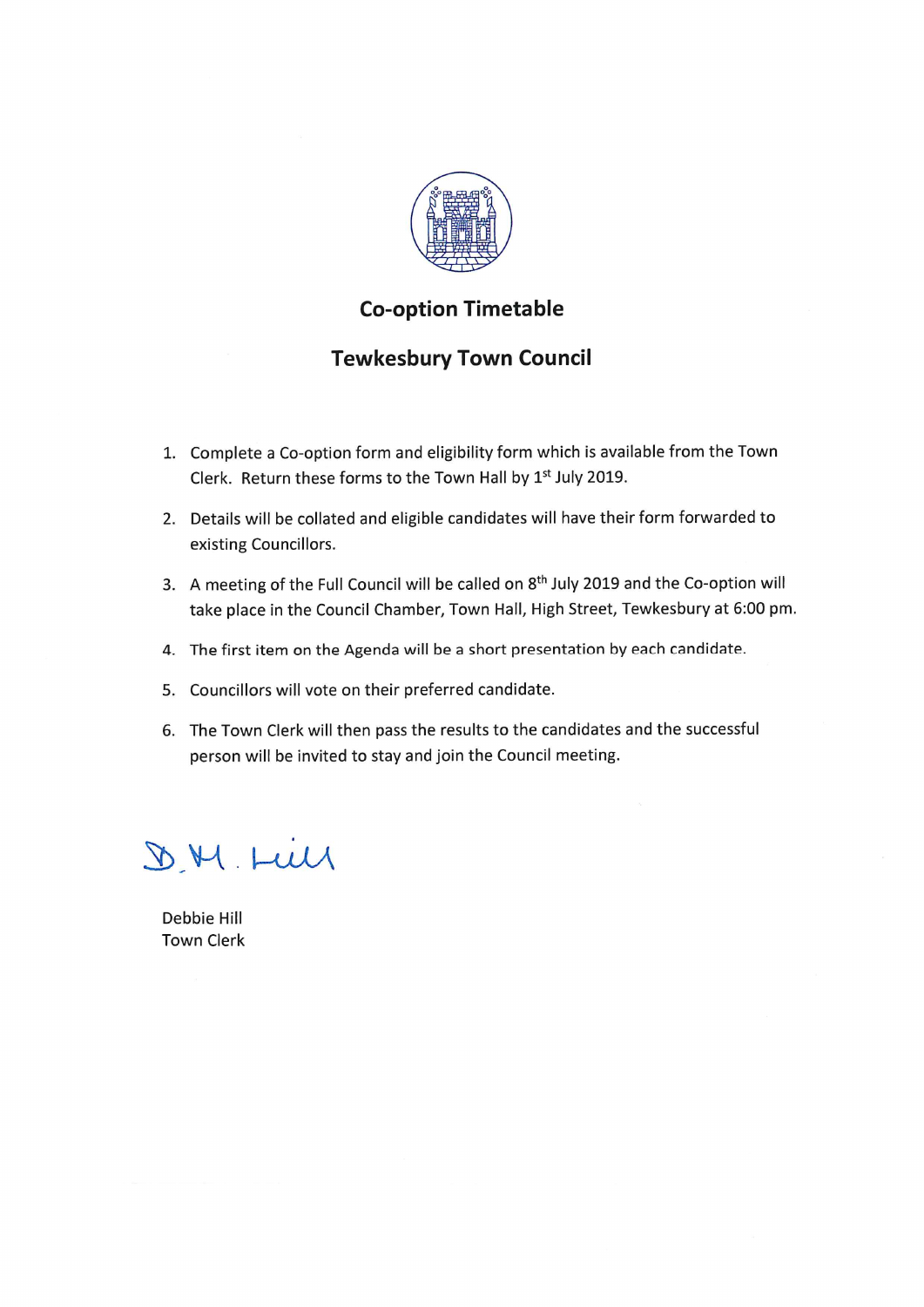# Co-option Timetable

## Tewkesbury Town Council

1. Complete a Co-option form and eligibility form which is available from the Town Clerk. Return these forms to the Town Hall by 1st July 2019.
2. Details will be collated and eligible candidates will have their form forwarded to existing Councillors.
3. A meeting of the Full Council will be called on 8th July 2019 and the Co-option will take place in the Council Chamber, Town Hall, High Street, Tewkesbury at 6:00 pm.
4. The first item on the Agenda will be a short presentation by each candidate.
5. Councillors will vote on their preferred candidate.
6. The Town Clerk will then pass the results to the candidates and the successful person will be invited to stay and join the Council meeting.

D.M. Hill

Debbie Hill
Town Clerk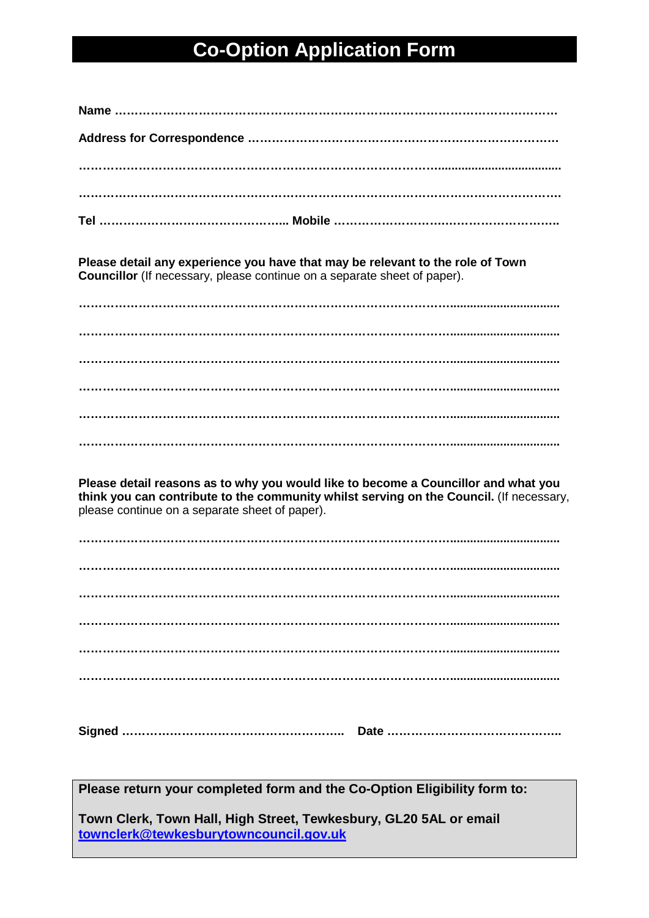# Co-Option Application Form

**Name** ……………………………………………………………………………………………

**Address for Correspondence** ……………………………………………………………………

……………………………………………………………………………………………………

……………………………………………………………………………………………………

**Tel** ……………………………………….. **Mobile** ……………………………………………….

**Please detail any experience you have that may be relevant to the role of Town Councillor** (If necessary, please continue on a separate sheet of paper).

……………………………………………………………………………………………………

……………………………………………………………………………………………………

……………………………………………………………………………………………………

……………………………………………………………………………………………………

……………………………………………………………………………………………………

……………………………………………………………………………………………………

**Please detail reasons as to why you would like to become a Councillor and what you think you can contribute to the community whilst serving on the Council.** (If necessary, please continue on a separate sheet of paper).

……………………………………………………………………………………………………

……………………………………………………………………………………………………

……………………………………………………………………………………………………

……………………………………………………………………………………………………

……………………………………………………………………………………………………

……………………………………………………………………………………………………

**Signed** ……………………………………………….. **Date** ……………………………………..

**Please return your completed form and the Co-Option Eligibility form to:**

**Town Clerk, Town Hall, High Street, Tewkesbury, GL20 5AL or email townclerk@tewkesburytowncouncil.gov.uk**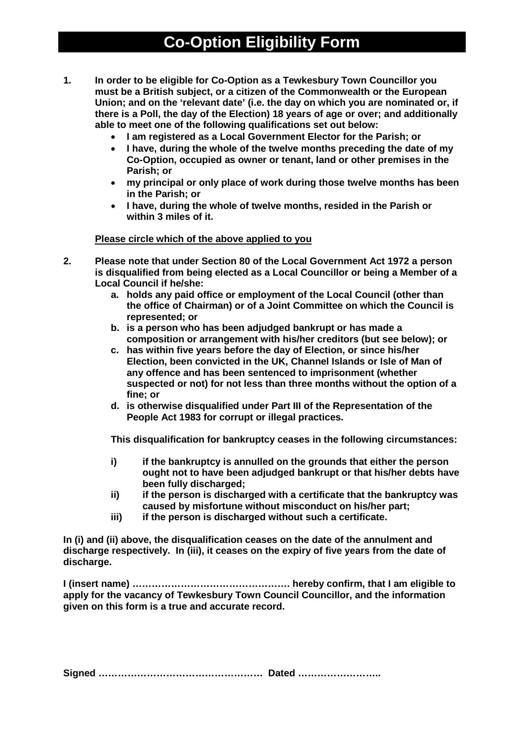# Co-Option Eligibility Form

1. **In order to be eligible for Co-Option as a Tewkesbury Town Councillor you must be a British subject, or a citizen of the Commonwealth or the European Union; and on the 'relevant date' (i.e. the day on which you are nominated or, if there is a Poll, the day of the Election) 18 years of age or over; and additionally able to meet one of the following qualifications set out below:**
   - **I am registered as a Local Government Elector for the Parish; or**
   - **I have, during the whole of the twelve months preceding the date of my Co-Option, occupied as owner or tenant, land or other premises in the Parish; or**
   - **my principal or only place of work during those twelve months has been in the Parish; or**
   - **I have, during the whole of twelve months, resided in the Parish or within 3 miles of it.**

   **<u>Please circle which of the above applied to you</u>**

2. **Please note that under Section 80 of the Local Government Act 1972 a person is disqualified from being elected as a Local Councillor or being a Member of a Local Council if he/she:**
   a. **holds any paid office or employment of the Local Council (other than the office of Chairman) or of a Joint Committee on which the Council is represented; or**
   b. **is a person who has been adjudged bankrupt or has made a composition or arrangement with his/her creditors (but see below); or**
   c. **has within five years before the day of Election, or since his/her Election, been convicted in the UK, Channel Islands or Isle of Man of any offence and has been sentenced to imprisonment (whether suspected or not) for not less than three months without the option of a fine; or**
   d. **is otherwise disqualified under Part III of the Representation of the People Act 1983 for corrupt or illegal practices.**

   **This disqualification for bankruptcy ceases in the following circumstances:**

   i) **if the bankruptcy is annulled on the grounds that either the person ought not to have been adjudged bankrupt or that his/her debts have been fully discharged;**
   ii) **if the person is discharged with a certificate that the bankruptcy was caused by misfortune without misconduct on his/her part;**
   iii) **if the person is discharged without such a certificate.**

**In (i) and (ii) above, the disqualification ceases on the date of the annulment and discharge respectively. In (iii), it ceases on the expiry of five years from the date of discharge.**

**I (insert name) ………………………………………… hereby confirm, that I am eligible to apply for the vacancy of Tewkesbury Town Council Councillor, and the information given on this form is a true and accurate record.**

**Signed ………………………………………… Dated ……………………..**